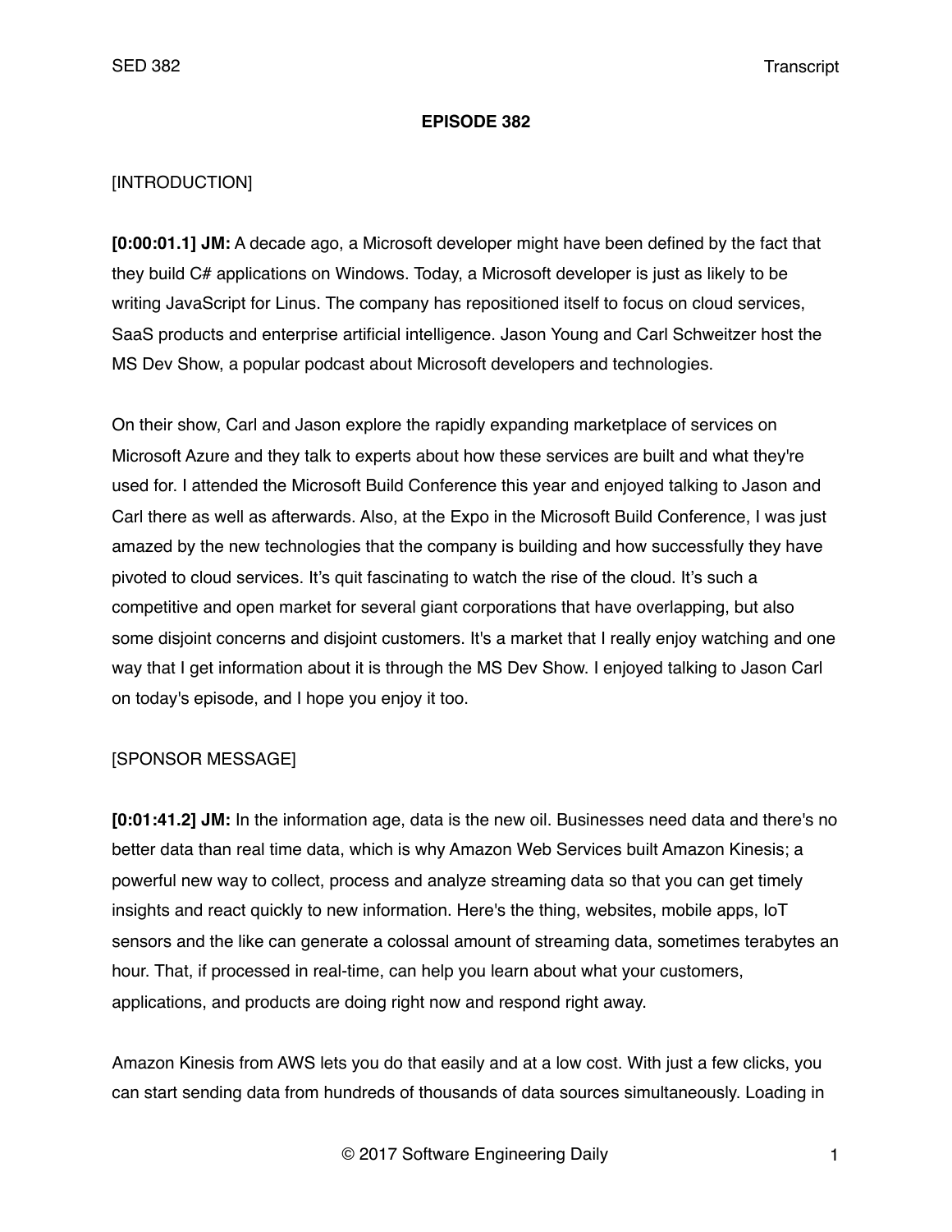**EPISODE 382**

[INTRODUCTION]

**[0:00:01.1] JM:** A decade ago, a Microsoft developer might have been defined by the fact that they build C# applications on Windows. Today, a Microsoft developer is just as likely to be writing JavaScript for Linus. The company has repositioned itself to focus on cloud services, SaaS products and enterprise artificial intelligence. Jason Young and Carl Schweitzer host the MS Dev Show, a popular podcast about Microsoft developers and technologies.

On their show, Carl and Jason explore the rapidly expanding marketplace of services on Microsoft Azure and they talk to experts about how these services are built and what they're used for. I attended the Microsoft Build Conference this year and enjoyed talking to Jason and Carl there as well as afterwards. Also, at the Expo in the Microsoft Build Conference, I was just amazed by the new technologies that the company is building and how successfully they have pivoted to cloud services. It's quit fascinating to watch the rise of the cloud. It's such a competitive and open market for several giant corporations that have overlapping, but also some disjoint concerns and disjoint customers. It's a market that I really enjoy watching and one way that I get information about it is through the MS Dev Show. I enjoyed talking to Jason Carl on today's episode, and I hope you enjoy it too.

[SPONSOR MESSAGE]

**[0:01:41.2] JM:** In the information age, data is the new oil. Businesses need data and there's no better data than real time data, which is why Amazon Web Services built Amazon Kinesis; a powerful new way to collect, process and analyze streaming data so that you can get timely insights and react quickly to new information. Here's the thing, websites, mobile apps, IoT sensors and the like can generate a colossal amount of streaming data, sometimes terabytes an hour. That, if processed in real-time, can help you learn about what your customers, applications, and products are doing right now and respond right away.

Amazon Kinesis from AWS lets you do that easily and at a low cost. With just a few clicks, you can start sending data from hundreds of thousands of data sources simultaneously. Loading in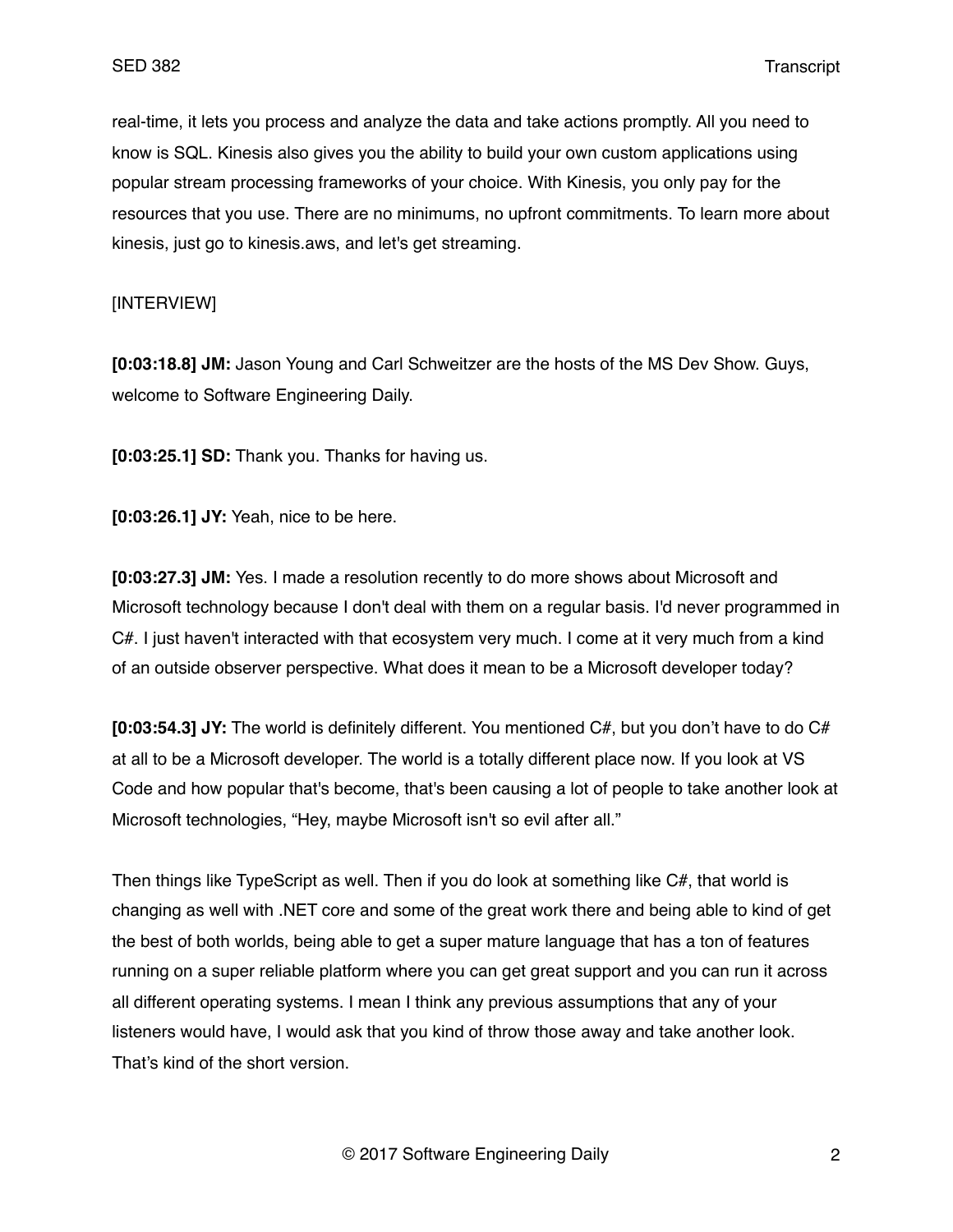real-time, it lets you process and analyze the data and take actions promptly. All you need to know is SQL. Kinesis also gives you the ability to build your own custom applications using popular stream processing frameworks of your choice. With Kinesis, you only pay for the resources that you use. There are no minimums, no upfront commitments. To learn more about kinesis, just go to kinesis.aws, and let's get streaming.

[INTERVIEW]

**[0:03:18.8] JM:** Jason Young and Carl Schweitzer are the hosts of the MS Dev Show. Guys, welcome to Software Engineering Daily.

**[0:03:25.1] SD:** Thank you. Thanks for having us.

**[0:03:26.1] JY:** Yeah, nice to be here.

**[0:03:27.3] JM:** Yes. I made a resolution recently to do more shows about Microsoft and Microsoft technology because I don't deal with them on a regular basis. I'd never programmed in C#. I just haven't interacted with that ecosystem very much. I come at it very much from a kind of an outside observer perspective. What does it mean to be a Microsoft developer today?

**[0:03:54.3] JY:** The world is definitely different. You mentioned C#, but you don't have to do C# at all to be a Microsoft developer. The world is a totally different place now. If you look at VS Code and how popular that's become, that's been causing a lot of people to take another look at Microsoft technologies, "Hey, maybe Microsoft isn't so evil after all."

Then things like TypeScript as well. Then if you do look at something like C#, that world is changing as well with .NET core and some of the great work there and being able to kind of get the best of both worlds, being able to get a super mature language that has a ton of features running on a super reliable platform where you can get great support and you can run it across all different operating systems. I mean I think any previous assumptions that any of your listeners would have, I would ask that you kind of throw those away and take another look. That's kind of the short version.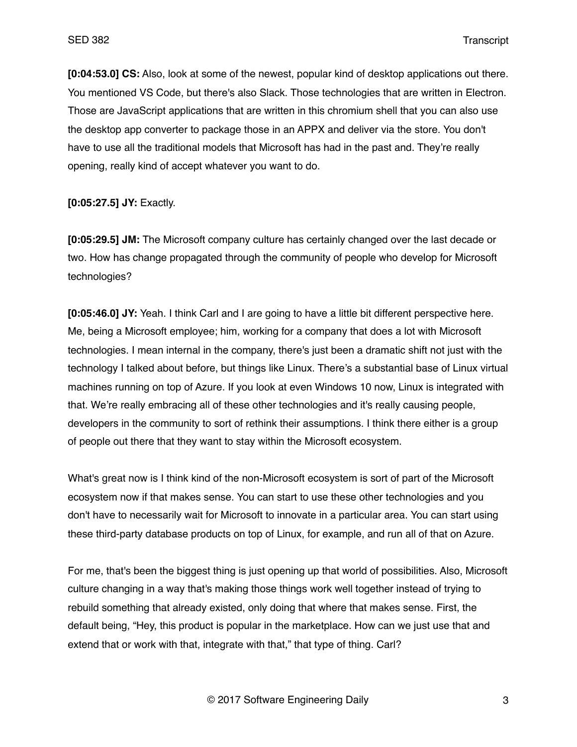**[0:04:53.0] CS:** Also, look at some of the newest, popular kind of desktop applications out there. You mentioned VS Code, but there's also Slack. Those technologies that are written in Electron. Those are JavaScript applications that are written in this chromium shell that you can also use the desktop app converter to package those in an APPX and deliver via the store. You don't have to use all the traditional models that Microsoft has had in the past and. They're really opening, really kind of accept whatever you want to do.

**[0:05:27.5] JY:** Exactly.

**[0:05:29.5] JM:** The Microsoft company culture has certainly changed over the last decade or two. How has change propagated through the community of people who develop for Microsoft technologies?

**[0:05:46.0] JY:** Yeah. I think Carl and I are going to have a little bit different perspective here. Me, being a Microsoft employee; him, working for a company that does a lot with Microsoft technologies. I mean internal in the company, there's just been a dramatic shift not just with the technology I talked about before, but things like Linux. There's a substantial base of Linux virtual machines running on top of Azure. If you look at even Windows 10 now, Linux is integrated with that. We're really embracing all of these other technologies and it's really causing people, developers in the community to sort of rethink their assumptions. I think there either is a group of people out there that they want to stay within the Microsoft ecosystem.

What's great now is I think kind of the non-Microsoft ecosystem is sort of part of the Microsoft ecosystem now if that makes sense. You can start to use these other technologies and you don't have to necessarily wait for Microsoft to innovate in a particular area. You can start using these third-party database products on top of Linux, for example, and run all of that on Azure.

For me, that's been the biggest thing is just opening up that world of possibilities. Also, Microsoft culture changing in a way that's making those things work well together instead of trying to rebuild something that already existed, only doing that where that makes sense. First, the default being, "Hey, this product is popular in the marketplace. How can we just use that and extend that or work with that, integrate with that," that type of thing. Carl?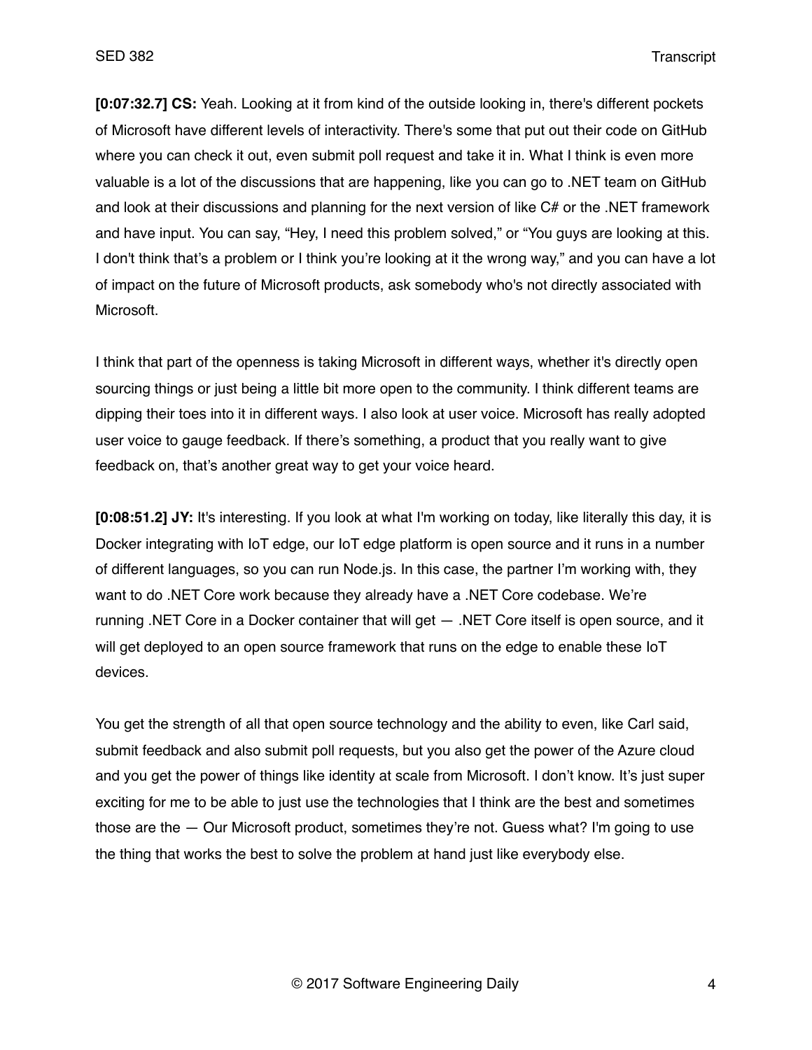**[0:07:32.7] CS:** Yeah. Looking at it from kind of the outside looking in, there's different pockets of Microsoft have different levels of interactivity. There's some that put out their code on GitHub where you can check it out, even submit poll request and take it in. What I think is even more valuable is a lot of the discussions that are happening, like you can go to .NET team on GitHub and look at their discussions and planning for the next version of like C# or the .NET framework and have input. You can say, "Hey, I need this problem solved," or "You guys are looking at this. I don't think that's a problem or I think you're looking at it the wrong way," and you can have a lot of impact on the future of Microsoft products, ask somebody who's not directly associated with Microsoft.

I think that part of the openness is taking Microsoft in different ways, whether it's directly open sourcing things or just being a little bit more open to the community. I think different teams are dipping their toes into it in different ways. I also look at user voice. Microsoft has really adopted user voice to gauge feedback. If there's something, a product that you really want to give feedback on, that's another great way to get your voice heard.

**[0:08:51.2] JY:** It's interesting. If you look at what I'm working on today, like literally this day, it is Docker integrating with IoT edge, our IoT edge platform is open source and it runs in a number of different languages, so you can run Node.js. In this case, the partner I'm working with, they want to do .NET Core work because they already have a .NET Core codebase. We're running .NET Core in a Docker container that will get — .NET Core itself is open source, and it will get deployed to an open source framework that runs on the edge to enable these IoT devices.

You get the strength of all that open source technology and the ability to even, like Carl said, submit feedback and also submit poll requests, but you also get the power of the Azure cloud and you get the power of things like identity at scale from Microsoft. I don't know. It's just super exciting for me to be able to just use the technologies that I think are the best and sometimes those are the — Our Microsoft product, sometimes they're not. Guess what? I'm going to use the thing that works the best to solve the problem at hand just like everybody else.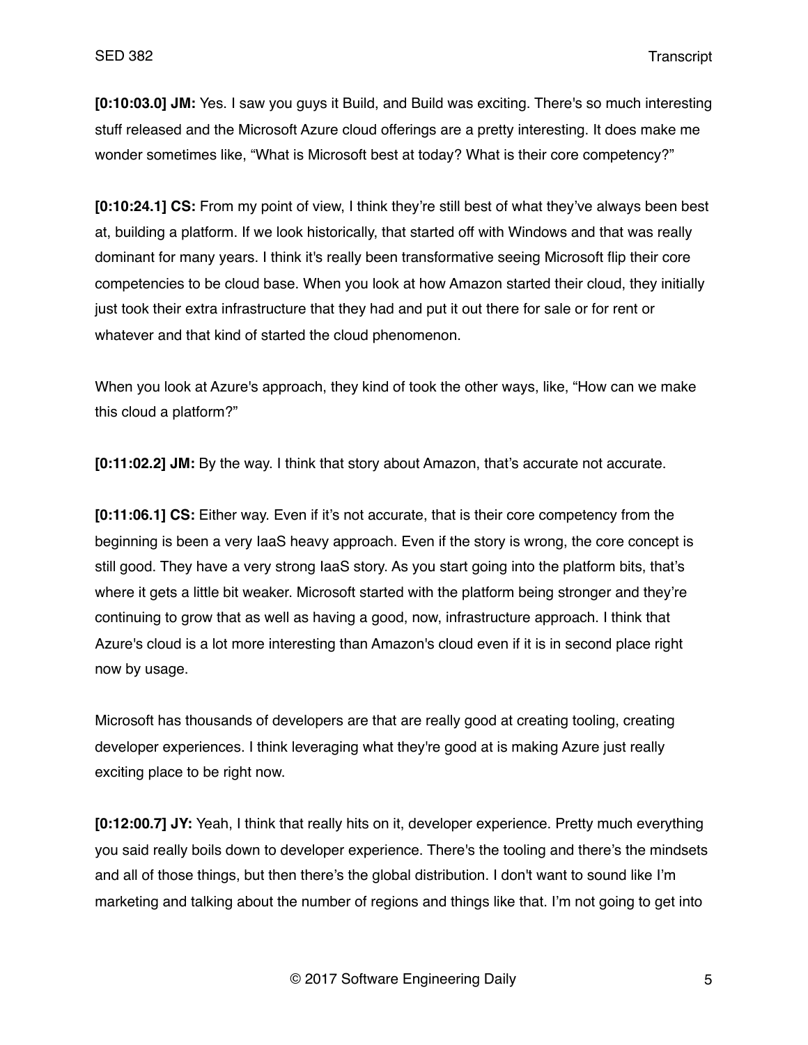**[0:10:03.0] JM:** Yes. I saw you guys it Build, and Build was exciting. There's so much interesting stuff released and the Microsoft Azure cloud offerings are a pretty interesting. It does make me wonder sometimes like, "What is Microsoft best at today? What is their core competency?"

**[0:10:24.1] CS:** From my point of view, I think they're still best of what they've always been best at, building a platform. If we look historically, that started off with Windows and that was really dominant for many years. I think it's really been transformative seeing Microsoft flip their core competencies to be cloud base. When you look at how Amazon started their cloud, they initially just took their extra infrastructure that they had and put it out there for sale or for rent or whatever and that kind of started the cloud phenomenon.

When you look at Azure's approach, they kind of took the other ways, like, "How can we make this cloud a platform?"

**[0:11:02.2] JM:** By the way. I think that story about Amazon, that's accurate not accurate.

**[0:11:06.1] CS:** Either way. Even if it's not accurate, that is their core competency from the beginning is been a very IaaS heavy approach. Even if the story is wrong, the core concept is still good. They have a very strong IaaS story. As you start going into the platform bits, that's where it gets a little bit weaker. Microsoft started with the platform being stronger and they're continuing to grow that as well as having a good, now, infrastructure approach. I think that Azure's cloud is a lot more interesting than Amazon's cloud even if it is in second place right now by usage.

Microsoft has thousands of developers are that are really good at creating tooling, creating developer experiences. I think leveraging what they're good at is making Azure just really exciting place to be right now.

**[0:12:00.7] JY:** Yeah, I think that really hits on it, developer experience. Pretty much everything you said really boils down to developer experience. There's the tooling and there's the mindsets and all of those things, but then there's the global distribution. I don't want to sound like I'm marketing and talking about the number of regions and things like that. I'm not going to get into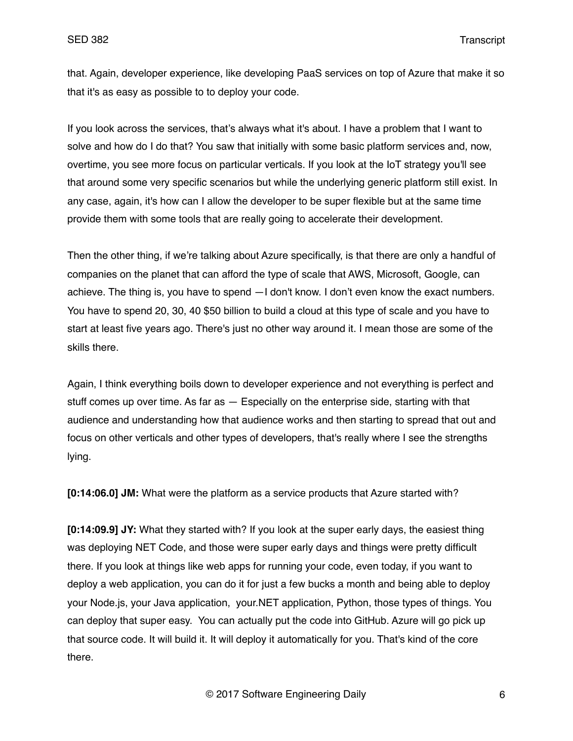that. Again, developer experience, like developing PaaS services on top of Azure that make it so that it's as easy as possible to to deploy your code.

If you look across the services, that's always what it's about. I have a problem that I want to solve and how do I do that? You saw that initially with some basic platform services and, now, overtime, you see more focus on particular verticals. If you look at the IoT strategy you'll see that around some very specific scenarios but while the underlying generic platform still exist. In any case, again, it's how can I allow the developer to be super flexible but at the same time provide them with some tools that are really going to accelerate their development.

Then the other thing, if we're talking about Azure specifically, is that there are only a handful of companies on the planet that can afford the type of scale that AWS, Microsoft, Google, can achieve. The thing is, you have to spend —I don't know. I don't even know the exact numbers. You have to spend 20, 30, 40 $50 billion to build a cloud at this type of scale and you have to start at least five years ago. There's just no other way around it. I mean those are some of the skills there.

Again, I think everything boils down to developer experience and not everything is perfect and stuff comes up over time. As far as — Especially on the enterprise side, starting with that audience and understanding how that audience works and then starting to spread that out and focus on other verticals and other types of developers, that's really where I see the strengths lying.

**[0:14:06.0] JM:** What were the platform as a service products that Azure started with?

**[0:14:09.9] JY:** What they started with? If you look at the super early days, the easiest thing was deploying NET Code, and those were super early days and things were pretty difficult there. If you look at things like web apps for running your code, even today, if you want to deploy a web application, you can do it for just a few bucks a month and being able to deploy your Node.js, your Java application, your.NET application, Python, those types of things. You can deploy that super easy. You can actually put the code into GitHub. Azure will go pick up that source code. It will build it. It will deploy it automatically for you. That's kind of the core there.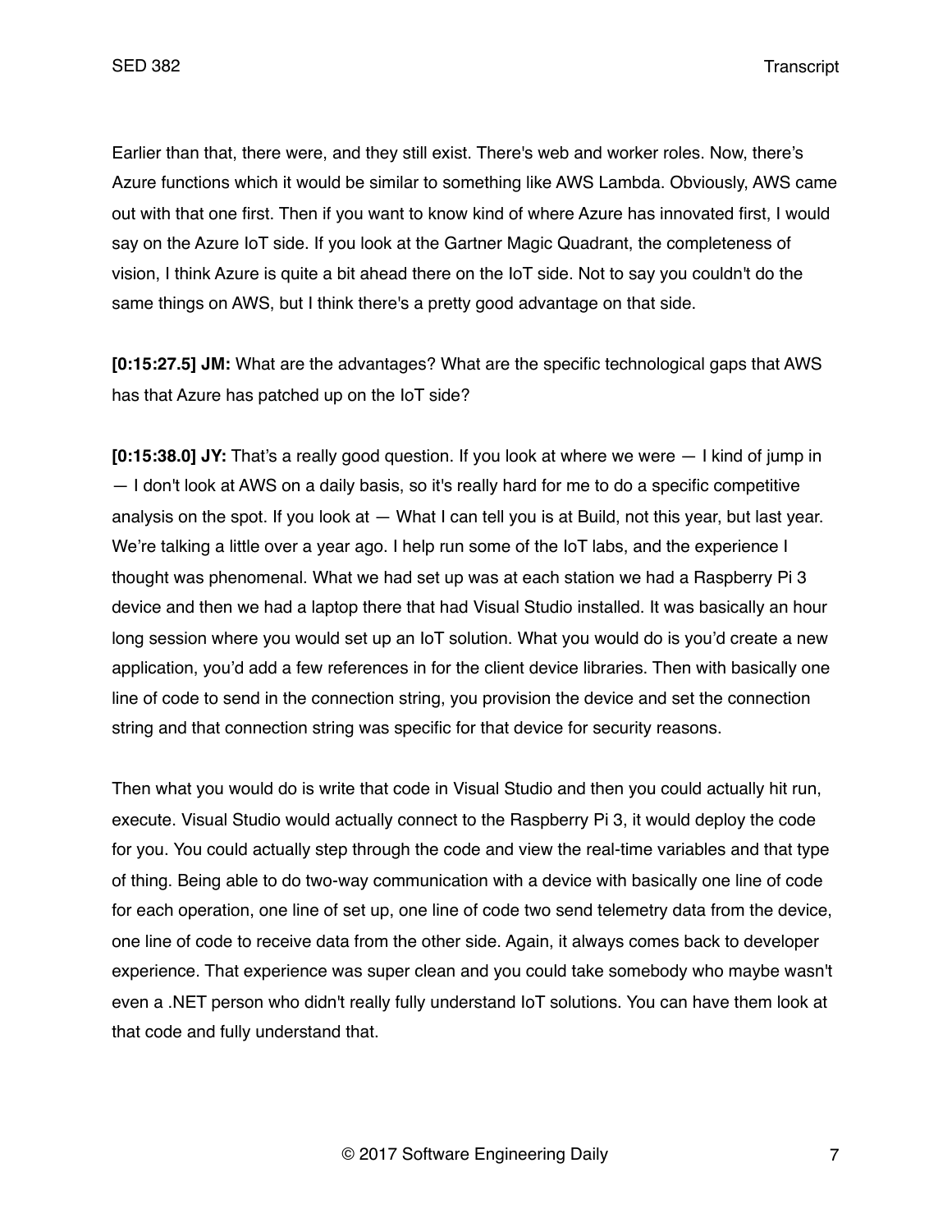Earlier than that, there were, and they still exist. There's web and worker roles. Now, there's Azure functions which it would be similar to something like AWS Lambda. Obviously, AWS came out with that one first. Then if you want to know kind of where Azure has innovated first, I would say on the Azure IoT side. If you look at the Gartner Magic Quadrant, the completeness of vision, I think Azure is quite a bit ahead there on the IoT side. Not to say you couldn't do the same things on AWS, but I think there's a pretty good advantage on that side.

**[0:15:27.5] JM:** What are the advantages? What are the specific technological gaps that AWS has that Azure has patched up on the IoT side?

**[0:15:38.0] JY:** That's a really good question. If you look at where we were — I kind of jump in — I don't look at AWS on a daily basis, so it's really hard for me to do a specific competitive analysis on the spot. If you look at — What I can tell you is at Build, not this year, but last year. We're talking a little over a year ago. I help run some of the IoT labs, and the experience I thought was phenomenal. What we had set up was at each station we had a Raspberry Pi 3 device and then we had a laptop there that had Visual Studio installed. It was basically an hour long session where you would set up an IoT solution. What you would do is you'd create a new application, you'd add a few references in for the client device libraries. Then with basically one line of code to send in the connection string, you provision the device and set the connection string and that connection string was specific for that device for security reasons.

Then what you would do is write that code in Visual Studio and then you could actually hit run, execute. Visual Studio would actually connect to the Raspberry Pi 3, it would deploy the code for you. You could actually step through the code and view the real-time variables and that type of thing. Being able to do two-way communication with a device with basically one line of code for each operation, one line of set up, one line of code two send telemetry data from the device, one line of code to receive data from the other side. Again, it always comes back to developer experience. That experience was super clean and you could take somebody who maybe wasn't even a .NET person who didn't really fully understand IoT solutions. You can have them look at that code and fully understand that.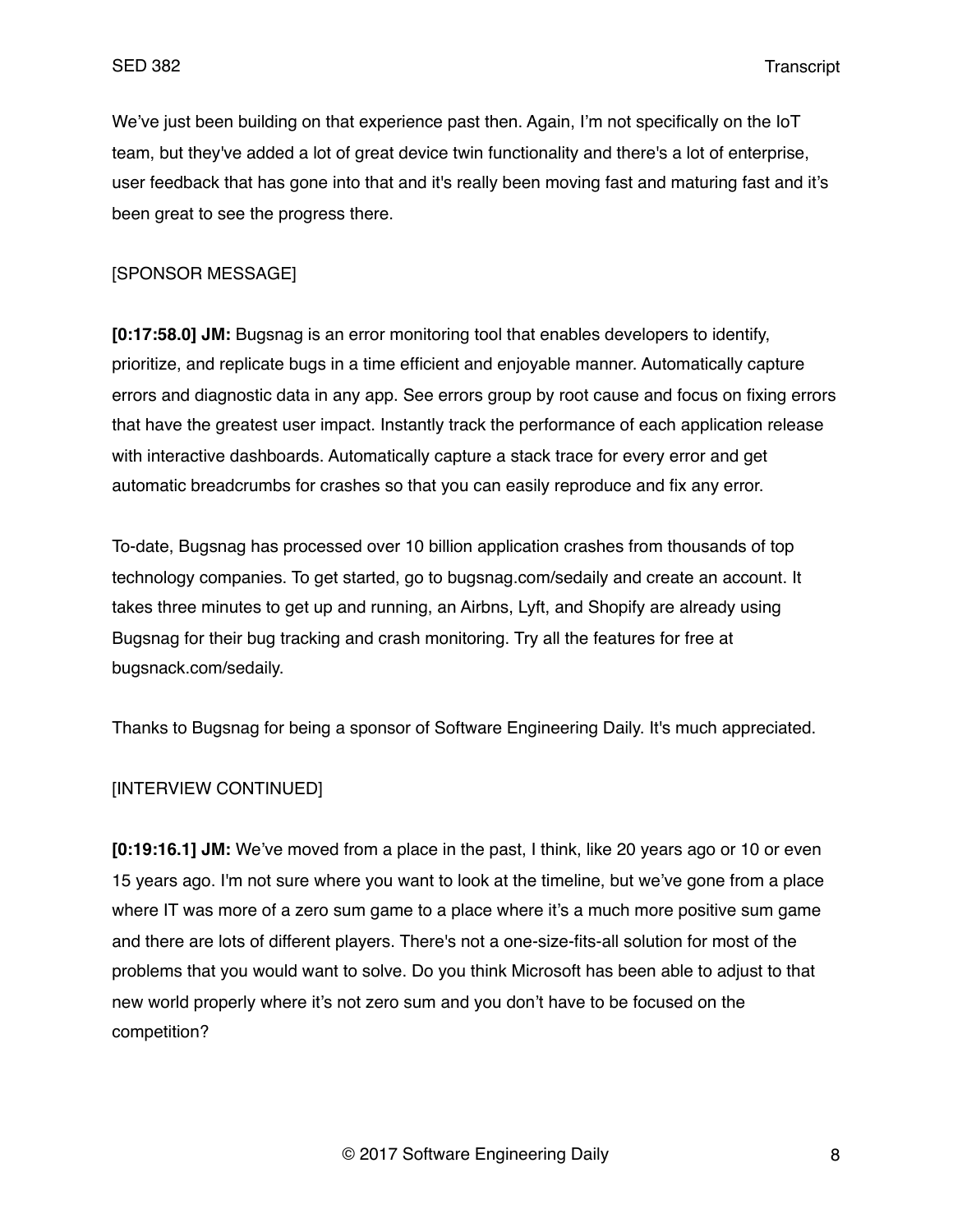We've just been building on that experience past then. Again, I'm not specifically on the IoT team, but they've added a lot of great device twin functionality and there's a lot of enterprise, user feedback that has gone into that and it's really been moving fast and maturing fast and it's been great to see the progress there.

[SPONSOR MESSAGE]

**[0:17:58.0] JM:** Bugsnag is an error monitoring tool that enables developers to identify, prioritize, and replicate bugs in a time efficient and enjoyable manner. Automatically capture errors and diagnostic data in any app. See errors group by root cause and focus on fixing errors that have the greatest user impact. Instantly track the performance of each application release with interactive dashboards. Automatically capture a stack trace for every error and get automatic breadcrumbs for crashes so that you can easily reproduce and fix any error.

To-date, Bugsnag has processed over 10 billion application crashes from thousands of top technology companies. To get started, go to bugsnag.com/sedaily and create an account. It takes three minutes to get up and running, an Airbns, Lyft, and Shopify are already using Bugsnag for their bug tracking and crash monitoring. Try all the features for free at bugsnack.com/sedaily.

Thanks to Bugsnag for being a sponsor of Software Engineering Daily. It's much appreciated.

[INTERVIEW CONTINUED]

**[0:19:16.1] JM:** We've moved from a place in the past, I think, like 20 years ago or 10 or even 15 years ago. I'm not sure where you want to look at the timeline, but we've gone from a place where IT was more of a zero sum game to a place where it's a much more positive sum game and there are lots of different players. There's not a one-size-fits-all solution for most of the problems that you would want to solve. Do you think Microsoft has been able to adjust to that new world properly where it's not zero sum and you don't have to be focused on the competition?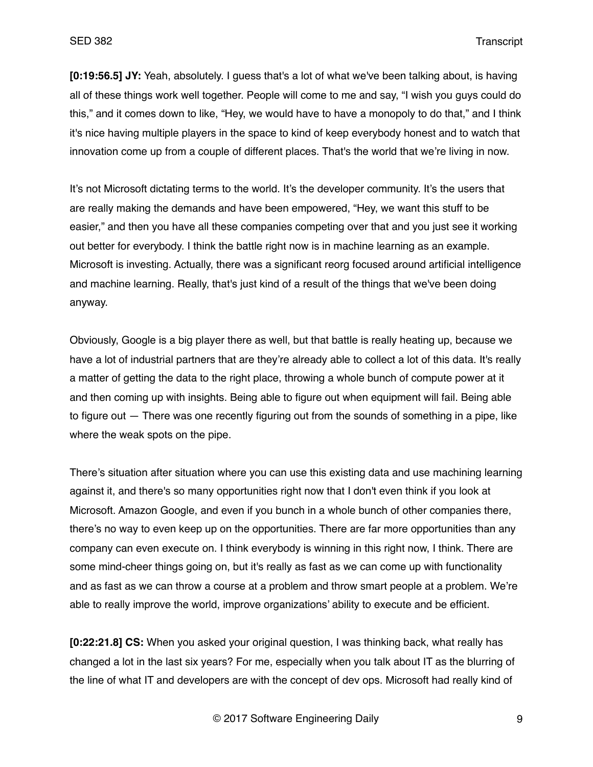**[0:19:56.5] JY:** Yeah, absolutely. I guess that's a lot of what we've been talking about, is having all of these things work well together. People will come to me and say, "I wish you guys could do this," and it comes down to like, "Hey, we would have to have a monopoly to do that," and I think it's nice having multiple players in the space to kind of keep everybody honest and to watch that innovation come up from a couple of different places. That's the world that we're living in now.

It's not Microsoft dictating terms to the world. It's the developer community. It's the users that are really making the demands and have been empowered, "Hey, we want this stuff to be easier," and then you have all these companies competing over that and you just see it working out better for everybody. I think the battle right now is in machine learning as an example. Microsoft is investing. Actually, there was a significant reorg focused around artificial intelligence and machine learning. Really, that's just kind of a result of the things that we've been doing anyway.

Obviously, Google is a big player there as well, but that battle is really heating up, because we have a lot of industrial partners that are they're already able to collect a lot of this data. It's really a matter of getting the data to the right place, throwing a whole bunch of compute power at it and then coming up with insights. Being able to figure out when equipment will fail. Being able to figure out — There was one recently figuring out from the sounds of something in a pipe, like where the weak spots on the pipe.

There's situation after situation where you can use this existing data and use machining learning against it, and there's so many opportunities right now that I don't even think if you look at Microsoft. Amazon Google, and even if you bunch in a whole bunch of other companies there, there's no way to even keep up on the opportunities. There are far more opportunities than any company can even execute on. I think everybody is winning in this right now, I think. There are some mind-cheer things going on, but it's really as fast as we can come up with functionality and as fast as we can throw a course at a problem and throw smart people at a problem. We're able to really improve the world, improve organizations' ability to execute and be efficient.

**[0:22:21.8] CS:** When you asked your original question, I was thinking back, what really has changed a lot in the last six years? For me, especially when you talk about IT as the blurring of the line of what IT and developers are with the concept of dev ops. Microsoft had really kind of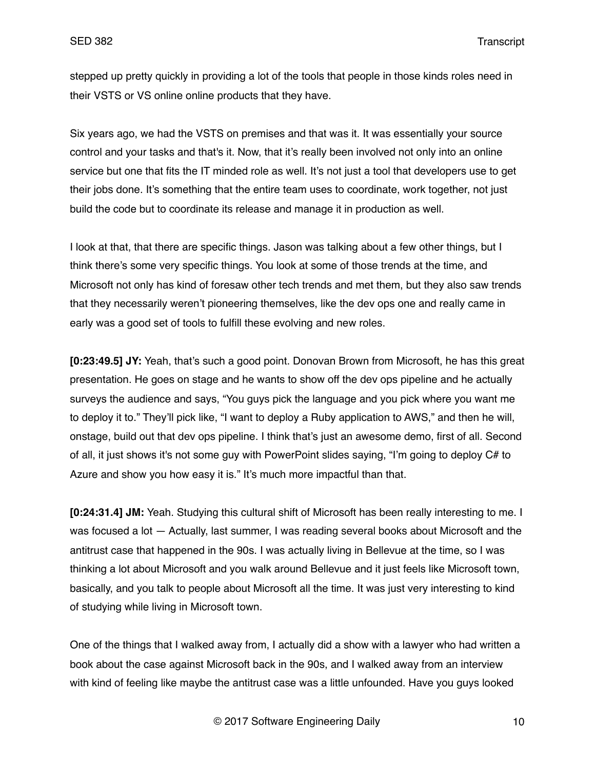stepped up pretty quickly in providing a lot of the tools that people in those kinds roles need in their VSTS or VS online online products that they have.

Six years ago, we had the VSTS on premises and that was it. It was essentially your source control and your tasks and that's it. Now, that it's really been involved not only into an online service but one that fits the IT minded role as well. It's not just a tool that developers use to get their jobs done. It's something that the entire team uses to coordinate, work together, not just build the code but to coordinate its release and manage it in production as well.

I look at that, that there are specific things. Jason was talking about a few other things, but I think there's some very specific things. You look at some of those trends at the time, and Microsoft not only has kind of foresaw other tech trends and met them, but they also saw trends that they necessarily weren't pioneering themselves, like the dev ops one and really came in early was a good set of tools to fulfill these evolving and new roles.

**[0:23:49.5] JY:** Yeah, that's such a good point. Donovan Brown from Microsoft, he has this great presentation. He goes on stage and he wants to show off the dev ops pipeline and he actually surveys the audience and says, "You guys pick the language and you pick where you want me to deploy it to." They'll pick like, "I want to deploy a Ruby application to AWS," and then he will, onstage, build out that dev ops pipeline. I think that's just an awesome demo, first of all. Second of all, it just shows it's not some guy with PowerPoint slides saying, "I'm going to deploy C# to Azure and show you how easy it is." It's much more impactful than that.

**[0:24:31.4] JM:** Yeah. Studying this cultural shift of Microsoft has been really interesting to me. I was focused a lot — Actually, last summer, I was reading several books about Microsoft and the antitrust case that happened in the 90s. I was actually living in Bellevue at the time, so I was thinking a lot about Microsoft and you walk around Bellevue and it just feels like Microsoft town, basically, and you talk to people about Microsoft all the time. It was just very interesting to kind of studying while living in Microsoft town.

One of the things that I walked away from, I actually did a show with a lawyer who had written a book about the case against Microsoft back in the 90s, and I walked away from an interview with kind of feeling like maybe the antitrust case was a little unfounded. Have you guys looked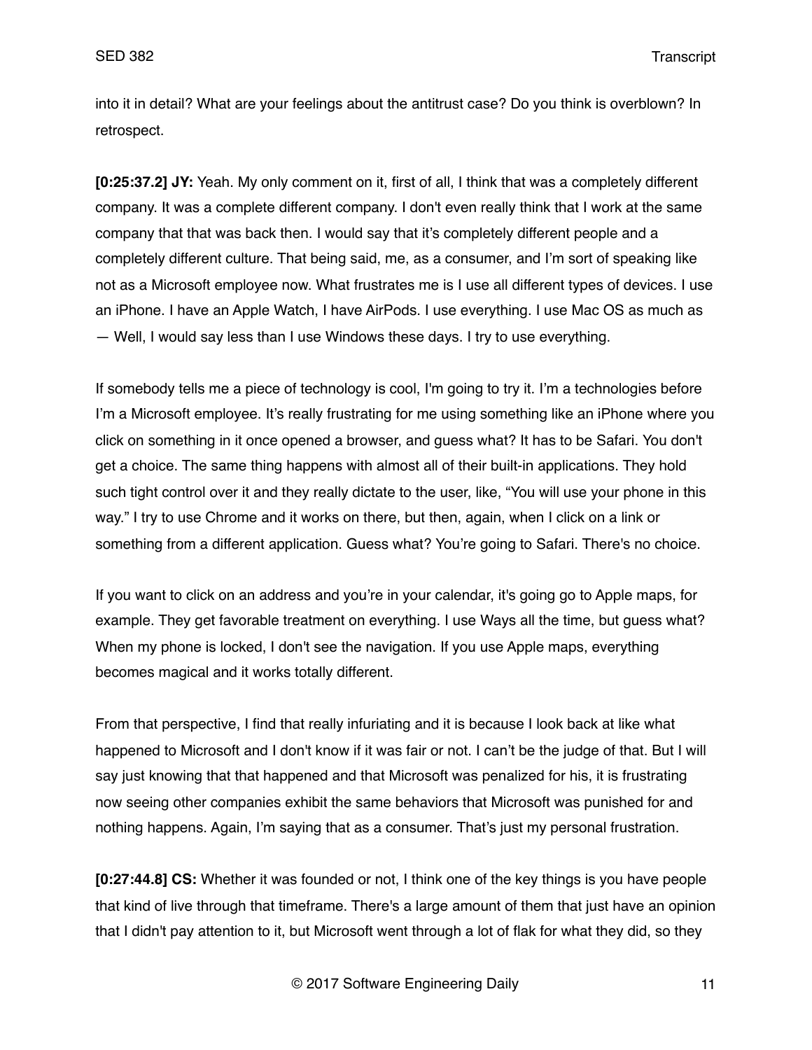into it in detail? What are your feelings about the antitrust case? Do you think is overblown? In retrospect.

**[0:25:37.2] JY:** Yeah. My only comment on it, first of all, I think that was a completely different company. It was a complete different company. I don't even really think that I work at the same company that that was back then. I would say that it's completely different people and a completely different culture. That being said, me, as a consumer, and I'm sort of speaking like not as a Microsoft employee now. What frustrates me is I use all different types of devices. I use an iPhone. I have an Apple Watch, I have AirPods. I use everything. I use Mac OS as much as — Well, I would say less than I use Windows these days. I try to use everything.

If somebody tells me a piece of technology is cool, I'm going to try it. I'm a technologies before I'm a Microsoft employee. It's really frustrating for me using something like an iPhone where you click on something in it once opened a browser, and guess what? It has to be Safari. You don't get a choice. The same thing happens with almost all of their built-in applications. They hold such tight control over it and they really dictate to the user, like, "You will use your phone in this way." I try to use Chrome and it works on there, but then, again, when I click on a link or something from a different application. Guess what? You're going to Safari. There's no choice.

If you want to click on an address and you're in your calendar, it's going go to Apple maps, for example. They get favorable treatment on everything. I use Ways all the time, but guess what? When my phone is locked, I don't see the navigation. If you use Apple maps, everything becomes magical and it works totally different.

From that perspective, I find that really infuriating and it is because I look back at like what happened to Microsoft and I don't know if it was fair or not. I can't be the judge of that. But I will say just knowing that that happened and that Microsoft was penalized for his, it is frustrating now seeing other companies exhibit the same behaviors that Microsoft was punished for and nothing happens. Again, I'm saying that as a consumer. That's just my personal frustration.

**[0:27:44.8] CS:** Whether it was founded or not, I think one of the key things is you have people that kind of live through that timeframe. There's a large amount of them that just have an opinion that I didn't pay attention to it, but Microsoft went through a lot of flak for what they did, so they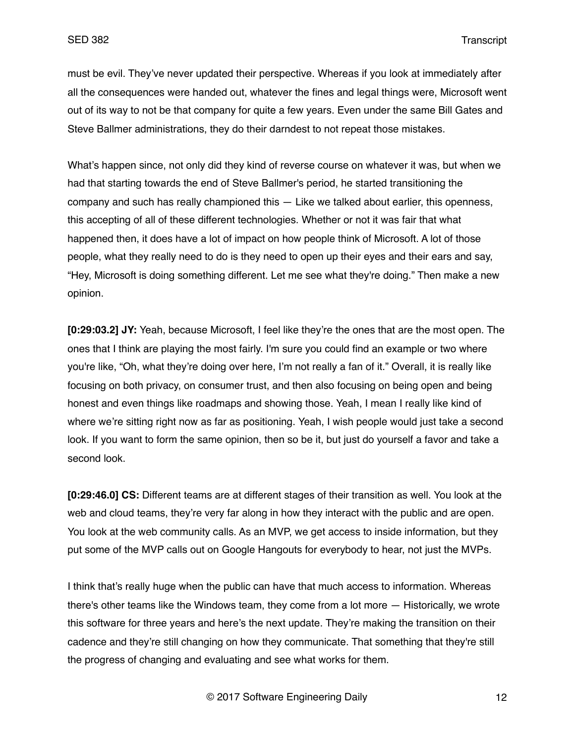must be evil. They've never updated their perspective. Whereas if you look at immediately after all the consequences were handed out, whatever the fines and legal things were, Microsoft went out of its way to not be that company for quite a few years. Even under the same Bill Gates and Steve Ballmer administrations, they do their darndest to not repeat those mistakes.

What's happen since, not only did they kind of reverse course on whatever it was, but when we had that starting towards the end of Steve Ballmer's period, he started transitioning the company and such has really championed this — Like we talked about earlier, this openness, this accepting of all of these different technologies. Whether or not it was fair that what happened then, it does have a lot of impact on how people think of Microsoft. A lot of those people, what they really need to do is they need to open up their eyes and their ears and say, "Hey, Microsoft is doing something different. Let me see what they're doing." Then make a new opinion.

**[0:29:03.2] JY:** Yeah, because Microsoft, I feel like they're the ones that are the most open. The ones that I think are playing the most fairly. I'm sure you could find an example or two where you're like, "Oh, what they're doing over here, I'm not really a fan of it." Overall, it is really like focusing on both privacy, on consumer trust, and then also focusing on being open and being honest and even things like roadmaps and showing those. Yeah, I mean I really like kind of where we're sitting right now as far as positioning. Yeah, I wish people would just take a second look. If you want to form the same opinion, then so be it, but just do yourself a favor and take a second look.

**[0:29:46.0] CS:** Different teams are at different stages of their transition as well. You look at the web and cloud teams, they're very far along in how they interact with the public and are open. You look at the web community calls. As an MVP, we get access to inside information, but they put some of the MVP calls out on Google Hangouts for everybody to hear, not just the MVPs.

I think that's really huge when the public can have that much access to information. Whereas there's other teams like the Windows team, they come from a lot more — Historically, we wrote this software for three years and here's the next update. They're making the transition on their cadence and they're still changing on how they communicate. That something that they're still the progress of changing and evaluating and see what works for them.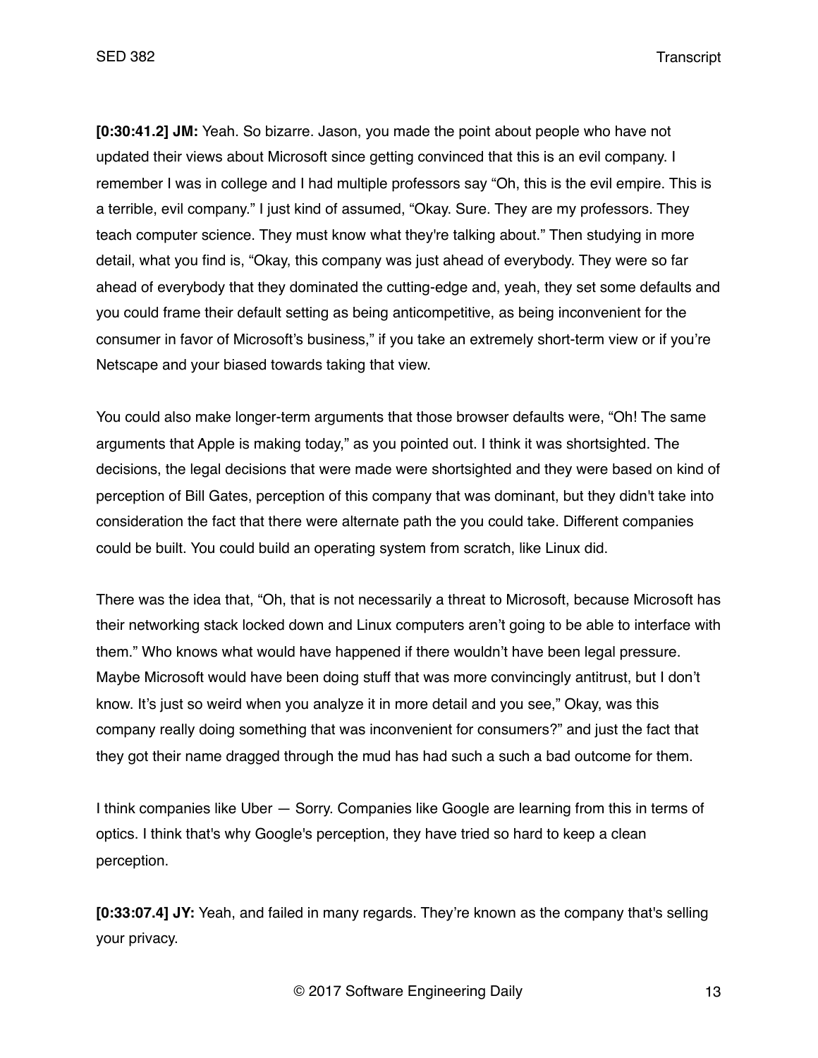**[0:30:41.2] JM:** Yeah. So bizarre. Jason, you made the point about people who have not updated their views about Microsoft since getting convinced that this is an evil company. I remember I was in college and I had multiple professors say "Oh, this is the evil empire. This is a terrible, evil company." I just kind of assumed, "Okay. Sure. They are my professors. They teach computer science. They must know what they're talking about." Then studying in more detail, what you find is, "Okay, this company was just ahead of everybody. They were so far ahead of everybody that they dominated the cutting-edge and, yeah, they set some defaults and you could frame their default setting as being anticompetitive, as being inconvenient for the consumer in favor of Microsoft's business," if you take an extremely short-term view or if you're Netscape and your biased towards taking that view.

You could also make longer-term arguments that those browser defaults were, "Oh! The same arguments that Apple is making today," as you pointed out. I think it was shortsighted. The decisions, the legal decisions that were made were shortsighted and they were based on kind of perception of Bill Gates, perception of this company that was dominant, but they didn't take into consideration the fact that there were alternate path the you could take. Different companies could be built. You could build an operating system from scratch, like Linux did.

There was the idea that, "Oh, that is not necessarily a threat to Microsoft, because Microsoft has their networking stack locked down and Linux computers aren't going to be able to interface with them." Who knows what would have happened if there wouldn't have been legal pressure. Maybe Microsoft would have been doing stuff that was more convincingly antitrust, but I don't know. It's just so weird when you analyze it in more detail and you see," Okay, was this company really doing something that was inconvenient for consumers?" and just the fact that they got their name dragged through the mud has had such a such a bad outcome for them.

I think companies like Uber — Sorry. Companies like Google are learning from this in terms of optics. I think that's why Google's perception, they have tried so hard to keep a clean perception.

**[0:33:07.4] JY:** Yeah, and failed in many regards. They're known as the company that's selling your privacy.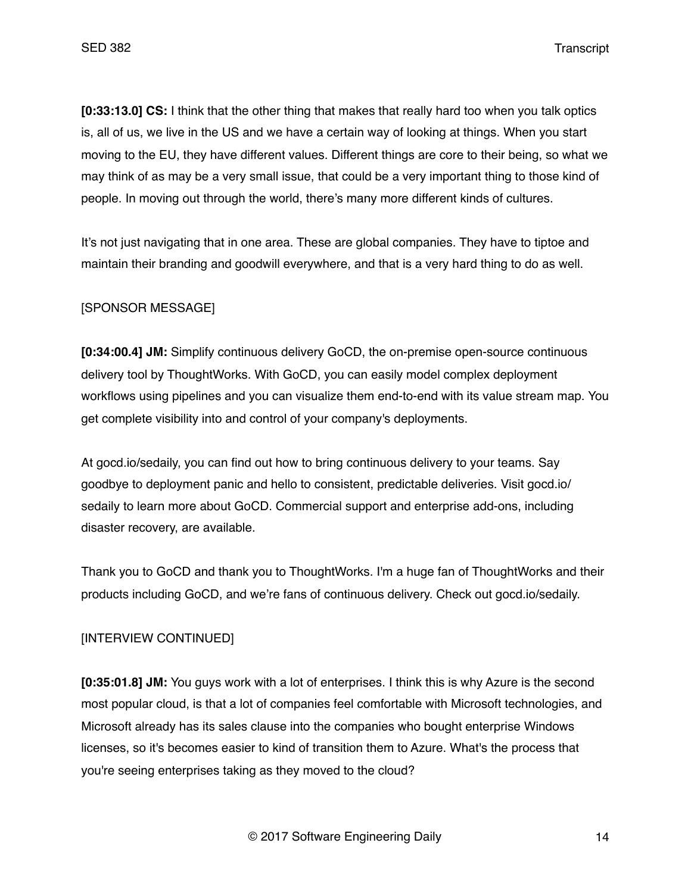**[0:33:13.0] CS:** I think that the other thing that makes that really hard too when you talk optics is, all of us, we live in the US and we have a certain way of looking at things. When you start moving to the EU, they have different values. Different things are core to their being, so what we may think of as may be a very small issue, that could be a very important thing to those kind of people. In moving out through the world, there's many more different kinds of cultures.

It's not just navigating that in one area. These are global companies. They have to tiptoe and maintain their branding and goodwill everywhere, and that is a very hard thing to do as well.

[SPONSOR MESSAGE]

**[0:34:00.4] JM:** Simplify continuous delivery GoCD, the on-premise open-source continuous delivery tool by ThoughtWorks. With GoCD, you can easily model complex deployment workflows using pipelines and you can visualize them end-to-end with its value stream map. You get complete visibility into and control of your company's deployments.

At gocd.io/sedaily, you can find out how to bring continuous delivery to your teams. Say goodbye to deployment panic and hello to consistent, predictable deliveries. Visit gocd.io/sedaily to learn more about GoCD. Commercial support and enterprise add-ons, including disaster recovery, are available.

Thank you to GoCD and thank you to ThoughtWorks. I'm a huge fan of ThoughtWorks and their products including GoCD, and we're fans of continuous delivery. Check out gocd.io/sedaily.

[INTERVIEW CONTINUED]

**[0:35:01.8] JM:** You guys work with a lot of enterprises. I think this is why Azure is the second most popular cloud, is that a lot of companies feel comfortable with Microsoft technologies, and Microsoft already has its sales clause into the companies who bought enterprise Windows licenses, so it's becomes easier to kind of transition them to Azure. What's the process that you're seeing enterprises taking as they moved to the cloud?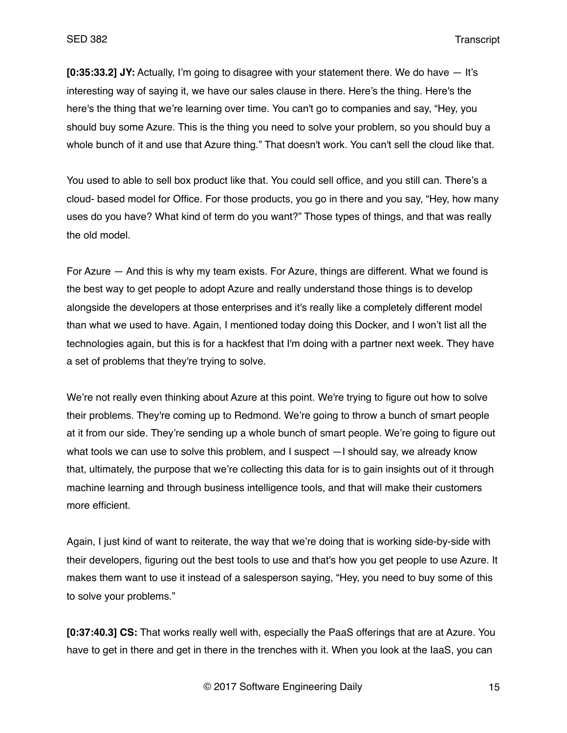**[0:35:33.2] JY:** Actually, I'm going to disagree with your statement there. We do have — It's interesting way of saying it, we have our sales clause in there. Here's the thing. Here's the here's the thing that we're learning over time. You can't go to companies and say, "Hey, you should buy some Azure. This is the thing you need to solve your problem, so you should buy a whole bunch of it and use that Azure thing." That doesn't work. You can't sell the cloud like that.

You used to able to sell box product like that. You could sell office, and you still can. There's a cloud- based model for Office. For those products, you go in there and you say, "Hey, how many uses do you have? What kind of term do you want?" Those types of things, and that was really the old model.

For Azure — And this is why my team exists. For Azure, things are different. What we found is the best way to get people to adopt Azure and really understand those things is to develop alongside the developers at those enterprises and it's really like a completely different model than what we used to have. Again, I mentioned today doing this Docker, and I won't list all the technologies again, but this is for a hackfest that I'm doing with a partner next week. They have a set of problems that they're trying to solve.

We're not really even thinking about Azure at this point. We're trying to figure out how to solve their problems. They're coming up to Redmond. We're going to throw a bunch of smart people at it from our side. They're sending up a whole bunch of smart people. We're going to figure out what tools we can use to solve this problem, and I suspect —I should say, we already know that, ultimately, the purpose that we're collecting this data for is to gain insights out of it through machine learning and through business intelligence tools, and that will make their customers more efficient.

Again, I just kind of want to reiterate, the way that we're doing that is working side-by-side with their developers, figuring out the best tools to use and that's how you get people to use Azure. It makes them want to use it instead of a salesperson saying, "Hey, you need to buy some of this to solve your problems."

**[0:37:40.3] CS:** That works really well with, especially the PaaS offerings that are at Azure. You have to get in there and get in there in the trenches with it. When you look at the IaaS, you can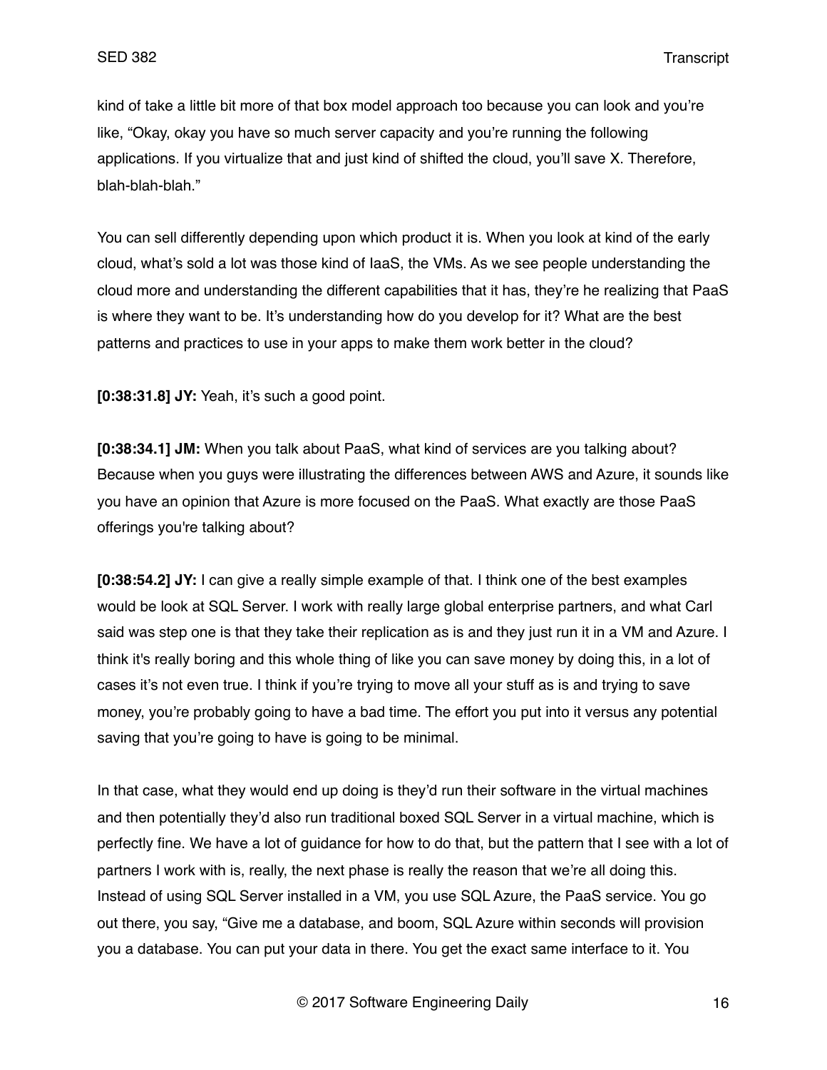kind of take a little bit more of that box model approach too because you can look and you're like, "Okay, okay you have so much server capacity and you're running the following applications. If you virtualize that and just kind of shifted the cloud, you'll save X. Therefore, blah-blah-blah."

You can sell differently depending upon which product it is. When you look at kind of the early cloud, what's sold a lot was those kind of IaaS, the VMs. As we see people understanding the cloud more and understanding the different capabilities that it has, they're he realizing that PaaS is where they want to be. It's understanding how do you develop for it? What are the best patterns and practices to use in your apps to make them work better in the cloud?

**[0:38:31.8] JY:** Yeah, it's such a good point.

**[0:38:34.1] JM:** When you talk about PaaS, what kind of services are you talking about? Because when you guys were illustrating the differences between AWS and Azure, it sounds like you have an opinion that Azure is more focused on the PaaS. What exactly are those PaaS offerings you're talking about?

**[0:38:54.2] JY:** I can give a really simple example of that. I think one of the best examples would be look at SQL Server. I work with really large global enterprise partners, and what Carl said was step one is that they take their replication as is and they just run it in a VM and Azure. I think it's really boring and this whole thing of like you can save money by doing this, in a lot of cases it's not even true. I think if you're trying to move all your stuff as is and trying to save money, you're probably going to have a bad time. The effort you put into it versus any potential saving that you're going to have is going to be minimal.

In that case, what they would end up doing is they'd run their software in the virtual machines and then potentially they'd also run traditional boxed SQL Server in a virtual machine, which is perfectly fine. We have a lot of guidance for how to do that, but the pattern that I see with a lot of partners I work with is, really, the next phase is really the reason that we're all doing this. Instead of using SQL Server installed in a VM, you use SQL Azure, the PaaS service. You go out there, you say, "Give me a database, and boom, SQL Azure within seconds will provision you a database. You can put your data in there. You get the exact same interface to it. You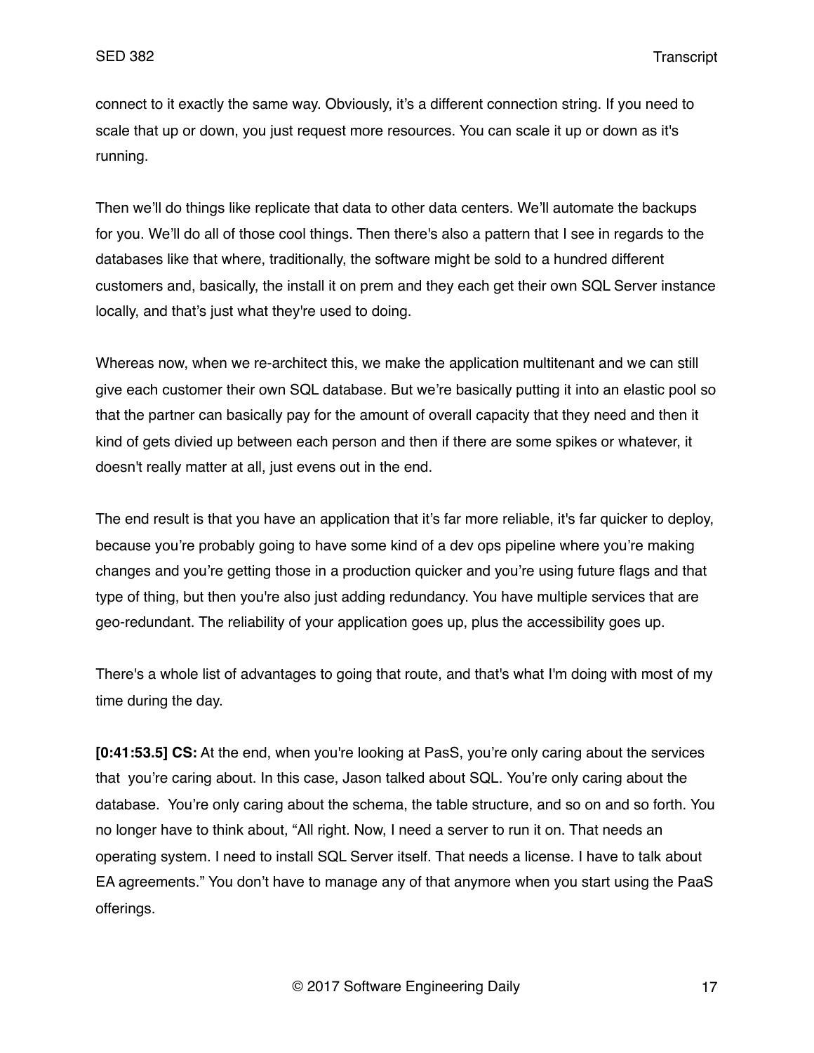connect to it exactly the same way. Obviously, it's a different connection string. If you need to scale that up or down, you just request more resources. You can scale it up or down as it's running.

Then we'll do things like replicate that data to other data centers. We'll automate the backups for you. We'll do all of those cool things. Then there's also a pattern that I see in regards to the databases like that where, traditionally, the software might be sold to a hundred different customers and, basically, the install it on prem and they each get their own SQL Server instance locally, and that's just what they're used to doing.

Whereas now, when we re-architect this, we make the application multitenant and we can still give each customer their own SQL database. But we're basically putting it into an elastic pool so that the partner can basically pay for the amount of overall capacity that they need and then it kind of gets divied up between each person and then if there are some spikes or whatever, it doesn't really matter at all, just evens out in the end.

The end result is that you have an application that it's far more reliable, it's far quicker to deploy, because you're probably going to have some kind of a dev ops pipeline where you're making changes and you're getting those in a production quicker and you're using future flags and that type of thing, but then you're also just adding redundancy. You have multiple services that are geo-redundant. The reliability of your application goes up, plus the accessibility goes up.

There's a whole list of advantages to going that route, and that's what I'm doing with most of my time during the day.

**[0:41:53.5] CS:** At the end, when you're looking at PasS, you're only caring about the services that you're caring about. In this case, Jason talked about SQL. You're only caring about the database. You're only caring about the schema, the table structure, and so on and so forth. You no longer have to think about, "All right. Now, I need a server to run it on. That needs an operating system. I need to install SQL Server itself. That needs a license. I have to talk about EA agreements." You don't have to manage any of that anymore when you start using the PaaS offerings.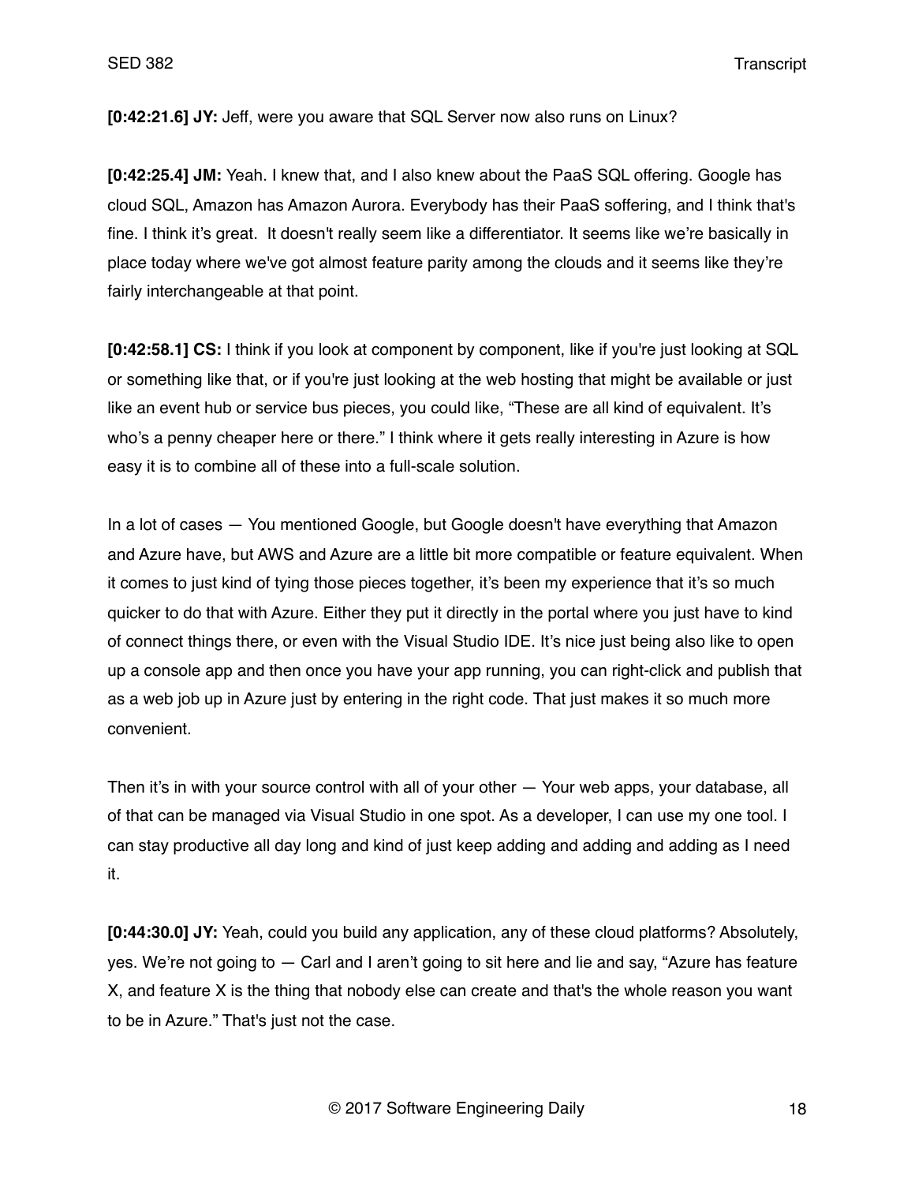**[0:42:21.6] JY:** Jeff, were you aware that SQL Server now also runs on Linux?

**[0:42:25.4] JM:** Yeah. I knew that, and I also knew about the PaaS SQL offering. Google has cloud SQL, Amazon has Amazon Aurora. Everybody has their PaaS soffering, and I think that's fine. I think it's great.  It doesn't really seem like a differentiator. It seems like we're basically in place today where we've got almost feature parity among the clouds and it seems like they're fairly interchangeable at that point.

**[0:42:58.1] CS:** I think if you look at component by component, like if you're just looking at SQL or something like that, or if you're just looking at the web hosting that might be available or just like an event hub or service bus pieces, you could like, "These are all kind of equivalent. It's who's a penny cheaper here or there." I think where it gets really interesting in Azure is how easy it is to combine all of these into a full-scale solution.

In a lot of cases — You mentioned Google, but Google doesn't have everything that Amazon and Azure have, but AWS and Azure are a little bit more compatible or feature equivalent. When it comes to just kind of tying those pieces together, it's been my experience that it's so much quicker to do that with Azure. Either they put it directly in the portal where you just have to kind of connect things there, or even with the Visual Studio IDE. It's nice just being also like to open up a console app and then once you have your app running, you can right-click and publish that as a web job up in Azure just by entering in the right code. That just makes it so much more convenient.

Then it's in with your source control with all of your other — Your web apps, your database, all of that can be managed via Visual Studio in one spot. As a developer, I can use my one tool. I can stay productive all day long and kind of just keep adding and adding and adding as I need it.

**[0:44:30.0] JY:** Yeah, could you build any application, any of these cloud platforms? Absolutely, yes. We're not going to — Carl and I aren't going to sit here and lie and say, "Azure has feature X, and feature X is the thing that nobody else can create and that's the whole reason you want to be in Azure." That's just not the case.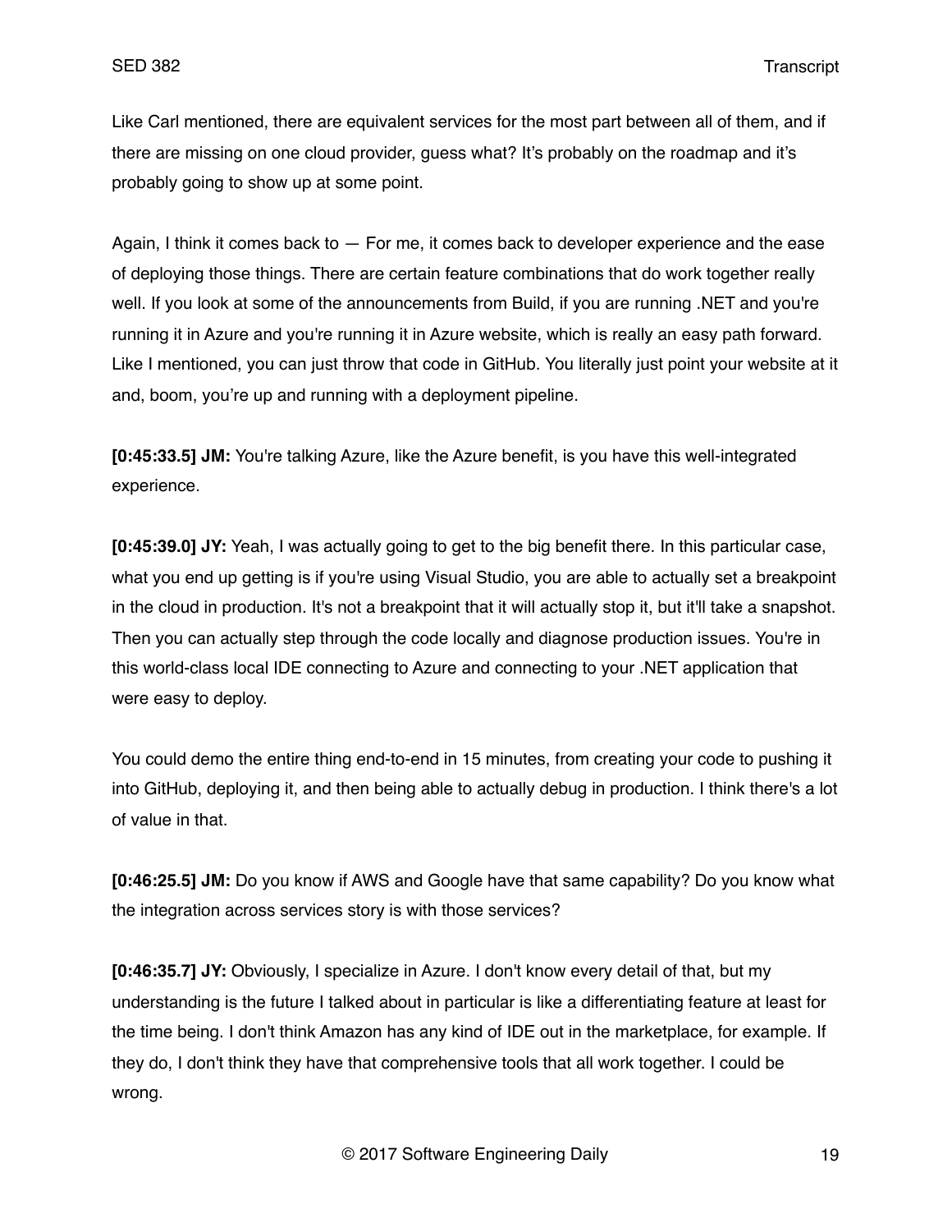Like Carl mentioned, there are equivalent services for the most part between all of them, and if there are missing on one cloud provider, guess what? It's probably on the roadmap and it's probably going to show up at some point.

Again, I think it comes back to — For me, it comes back to developer experience and the ease of deploying those things. There are certain feature combinations that do work together really well. If you look at some of the announcements from Build, if you are running .NET and you're running it in Azure and you're running it in Azure website, which is really an easy path forward. Like I mentioned, you can just throw that code in GitHub. You literally just point your website at it and, boom, you're up and running with a deployment pipeline.

**[0:45:33.5] JM:** You're talking Azure, like the Azure benefit, is you have this well-integrated experience.

**[0:45:39.0] JY:** Yeah, I was actually going to get to the big benefit there. In this particular case, what you end up getting is if you're using Visual Studio, you are able to actually set a breakpoint in the cloud in production. It's not a breakpoint that it will actually stop it, but it'll take a snapshot. Then you can actually step through the code locally and diagnose production issues. You're in this world-class local IDE connecting to Azure and connecting to your .NET application that were easy to deploy.

You could demo the entire thing end-to-end in 15 minutes, from creating your code to pushing it into GitHub, deploying it, and then being able to actually debug in production. I think there's a lot of value in that.

**[0:46:25.5] JM:** Do you know if AWS and Google have that same capability? Do you know what the integration across services story is with those services?

**[0:46:35.7] JY:** Obviously, I specialize in Azure. I don't know every detail of that, but my understanding is the future I talked about in particular is like a differentiating feature at least for the time being. I don't think Amazon has any kind of IDE out in the marketplace, for example. If they do, I don't think they have that comprehensive tools that all work together. I could be wrong.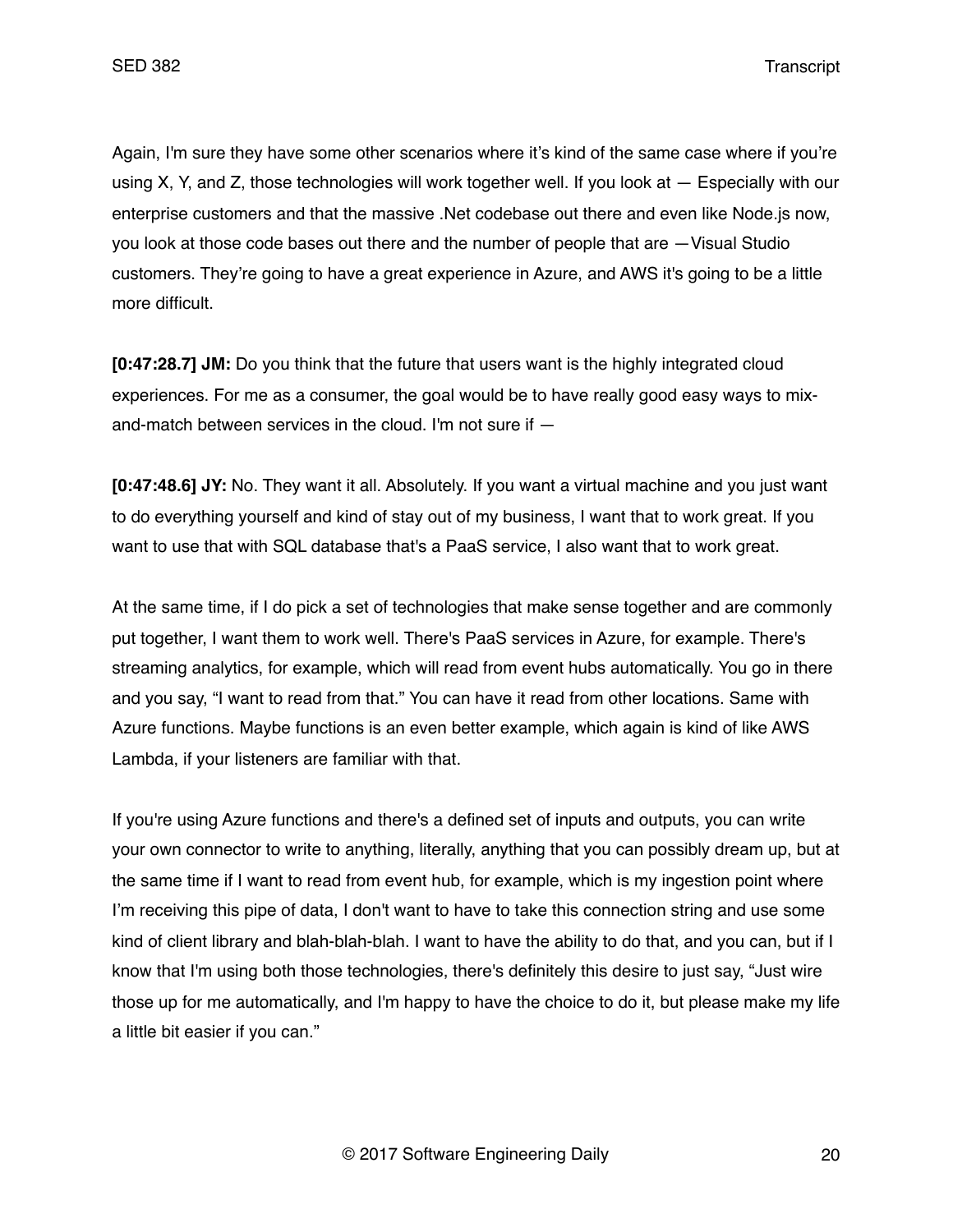Again, I'm sure they have some other scenarios where it's kind of the same case where if you're using X, Y, and Z, those technologies will work together well. If you look at — Especially with our enterprise customers and that the massive .Net codebase out there and even like Node.js now, you look at those code bases out there and the number of people that are —Visual Studio customers. They're going to have a great experience in Azure, and AWS it's going to be a little more difficult.

**[0:47:28.7] JM:** Do you think that the future that users want is the highly integrated cloud experiences. For me as a consumer, the goal would be to have really good easy ways to mix-and-match between services in the cloud. I'm not sure if —

**[0:47:48.6] JY:** No. They want it all. Absolutely. If you want a virtual machine and you just want to do everything yourself and kind of stay out of my business, I want that to work great. If you want to use that with SQL database that's a PaaS service, I also want that to work great.

At the same time, if I do pick a set of technologies that make sense together and are commonly put together, I want them to work well. There's PaaS services in Azure, for example. There's streaming analytics, for example, which will read from event hubs automatically. You go in there and you say, "I want to read from that." You can have it read from other locations. Same with Azure functions. Maybe functions is an even better example, which again is kind of like AWS Lambda, if your listeners are familiar with that.

If you're using Azure functions and there's a defined set of inputs and outputs, you can write your own connector to write to anything, literally, anything that you can possibly dream up, but at the same time if I want to read from event hub, for example, which is my ingestion point where I'm receiving this pipe of data, I don't want to have to take this connection string and use some kind of client library and blah-blah-blah. I want to have the ability to do that, and you can, but if I know that I'm using both those technologies, there's definitely this desire to just say, "Just wire those up for me automatically, and I'm happy to have the choice to do it, but please make my life a little bit easier if you can."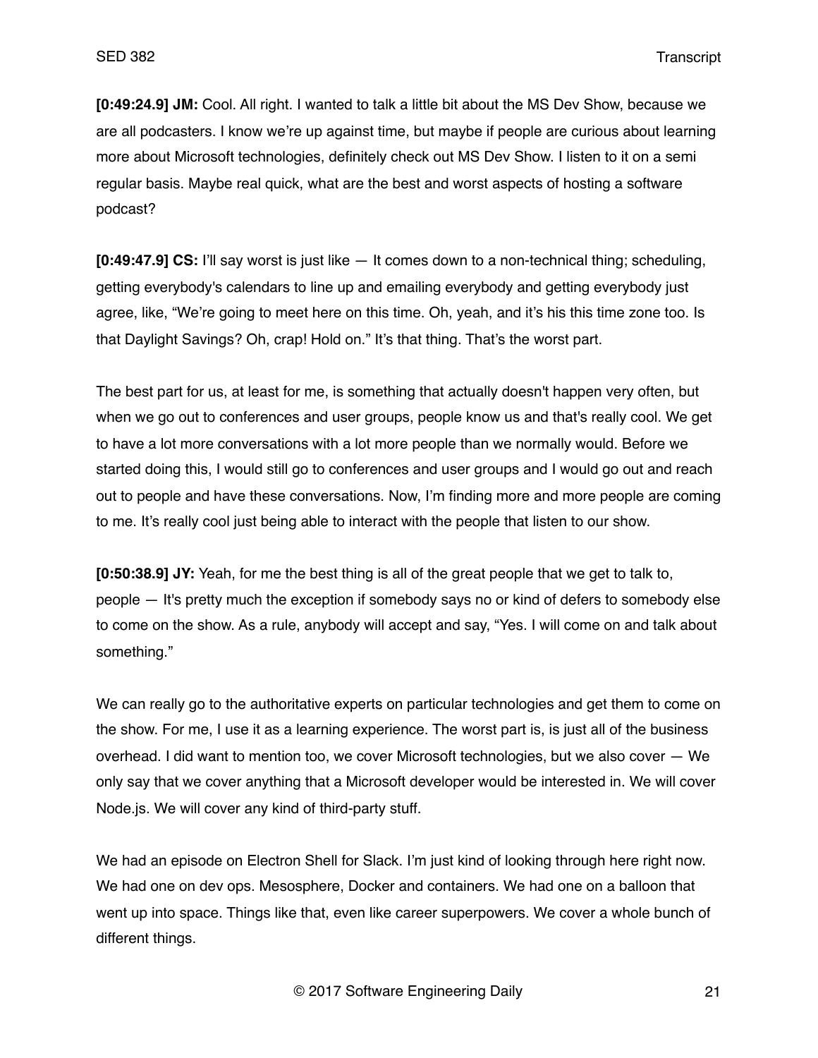**[0:49:24.9] JM:** Cool. All right. I wanted to talk a little bit about the MS Dev Show, because we are all podcasters. I know we're up against time, but maybe if people are curious about learning more about Microsoft technologies, definitely check out MS Dev Show. I listen to it on a semi regular basis. Maybe real quick, what are the best and worst aspects of hosting a software podcast?

**[0:49:47.9] CS:** I'll say worst is just like — It comes down to a non-technical thing; scheduling, getting everybody's calendars to line up and emailing everybody and getting everybody just agree, like, "We're going to meet here on this time. Oh, yeah, and it's his this time zone too. Is that Daylight Savings? Oh, crap! Hold on." It's that thing. That's the worst part.

The best part for us, at least for me, is something that actually doesn't happen very often, but when we go out to conferences and user groups, people know us and that's really cool. We get to have a lot more conversations with a lot more people than we normally would. Before we started doing this, I would still go to conferences and user groups and I would go out and reach out to people and have these conversations. Now, I'm finding more and more people are coming to me. It's really cool just being able to interact with the people that listen to our show.

**[0:50:38.9] JY:** Yeah, for me the best thing is all of the great people that we get to talk to, people — It's pretty much the exception if somebody says no or kind of defers to somebody else to come on the show. As a rule, anybody will accept and say, "Yes. I will come on and talk about something."

We can really go to the authoritative experts on particular technologies and get them to come on the show. For me, I use it as a learning experience. The worst part is, is just all of the business overhead. I did want to mention too, we cover Microsoft technologies, but we also cover — We only say that we cover anything that a Microsoft developer would be interested in. We will cover Node.js. We will cover any kind of third-party stuff.

We had an episode on Electron Shell for Slack. I'm just kind of looking through here right now. We had one on dev ops. Mesosphere, Docker and containers. We had one on a balloon that went up into space. Things like that, even like career superpowers. We cover a whole bunch of different things.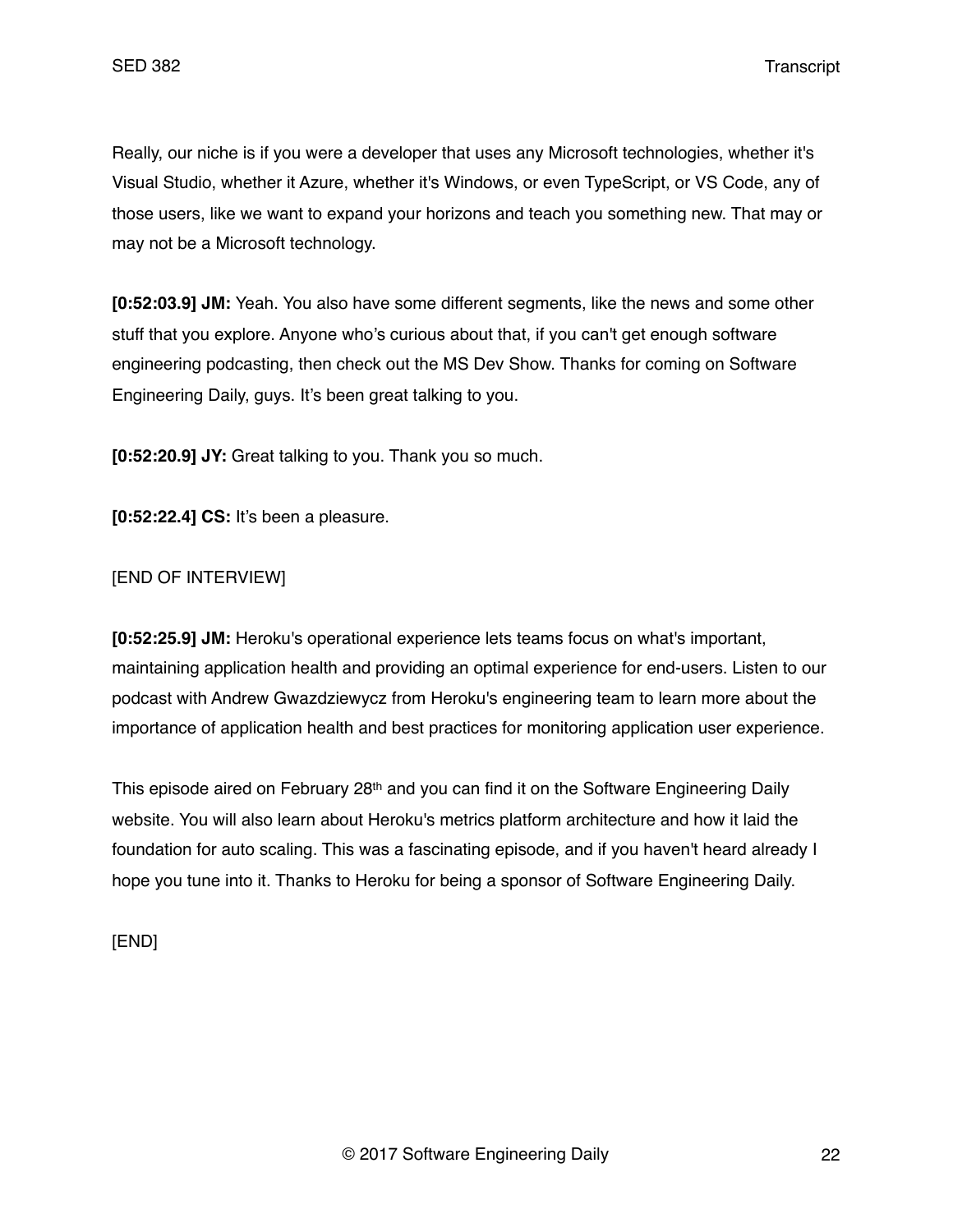Really, our niche is if you were a developer that uses any Microsoft technologies, whether it's Visual Studio, whether it Azure, whether it's Windows, or even TypeScript, or VS Code, any of those users, like we want to expand your horizons and teach you something new. That may or may not be a Microsoft technology.

**[0:52:03.9] JM:** Yeah. You also have some different segments, like the news and some other stuff that you explore. Anyone who's curious about that, if you can't get enough software engineering podcasting, then check out the MS Dev Show. Thanks for coming on Software Engineering Daily, guys. It's been great talking to you.

**[0:52:20.9] JY:** Great talking to you. Thank you so much.

**[0:52:22.4] CS:** It's been a pleasure.

[END OF INTERVIEW]

**[0:52:25.9] JM:** Heroku's operational experience lets teams focus on what's important, maintaining application health and providing an optimal experience for end-users. Listen to our podcast with Andrew Gwazdziewycz from Heroku's engineering team to learn more about the importance of application health and best practices for monitoring application user experience.

This episode aired on February 28th and you can find it on the Software Engineering Daily website. You will also learn about Heroku's metrics platform architecture and how it laid the foundation for auto scaling. This was a fascinating episode, and if you haven't heard already I hope you tune into it. Thanks to Heroku for being a sponsor of Software Engineering Daily.

[END]